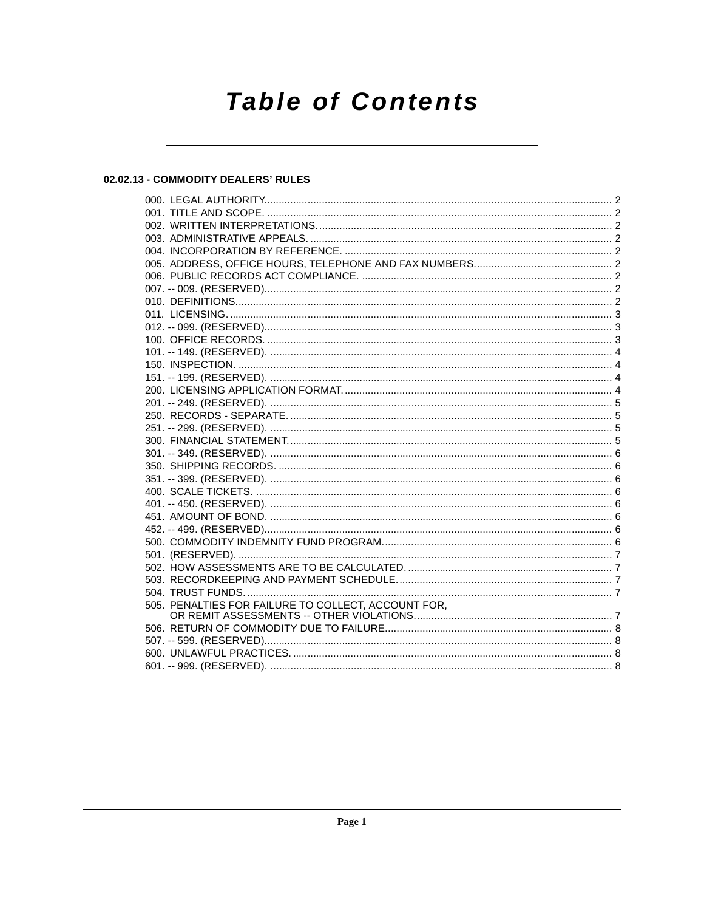# Table of Contents

## 02.02.13 - COMMODITY DEALERS' RULES

000. LEGAL AUTHORITY. 2
001. TITLE AND SCOPE. 2
002. WRITTEN INTERPRETATIONS. 2
003. ADMINISTRATIVE APPEALS. 2
004. INCORPORATION BY REFERENCE. 2
005. ADDRESS, OFFICE HOURS, TELEPHONE AND FAX NUMBERS. 2
006. PUBLIC RECORDS ACT COMPLIANCE. 2
007. -- 009. (RESERVED). 2
010. DEFINITIONS. 2
011. LICENSING. 3
012. -- 099. (RESERVED). 3
100. OFFICE RECORDS. 3
101. -- 149. (RESERVED). 4
150. INSPECTION. 4
151. -- 199. (RESERVED). 4
200. LICENSING APPLICATION FORMAT. 4
201. -- 249. (RESERVED). 5
250. RECORDS - SEPARATE. 5
251. -- 299. (RESERVED). 5
300. FINANCIAL STATEMENT. 5
301. -- 349. (RESERVED). 6
350. SHIPPING RECORDS. 6
351. -- 399. (RESERVED). 6
400. SCALE TICKETS. 6
401. -- 450. (RESERVED). 6
451. AMOUNT OF BOND. 6
452. -- 499. (RESERVED). 6
500. COMMODITY INDEMNITY FUND PROGRAM. 6
501. (RESERVED). 7
502. HOW ASSESSMENTS ARE TO BE CALCULATED. 7
503. RECORDKEEPING AND PAYMENT SCHEDULE. 7
504. TRUST FUNDS. 7
505. PENALTIES FOR FAILURE TO COLLECT, ACCOUNT FOR, OR REMIT ASSESSMENTS -- OTHER VIOLATIONS. 7
506. RETURN OF COMMODITY DUE TO FAILURE. 8
507. -- 599. (RESERVED). 8
600. UNLAWFUL PRACTICES. 8
601. -- 999. (RESERVED). 8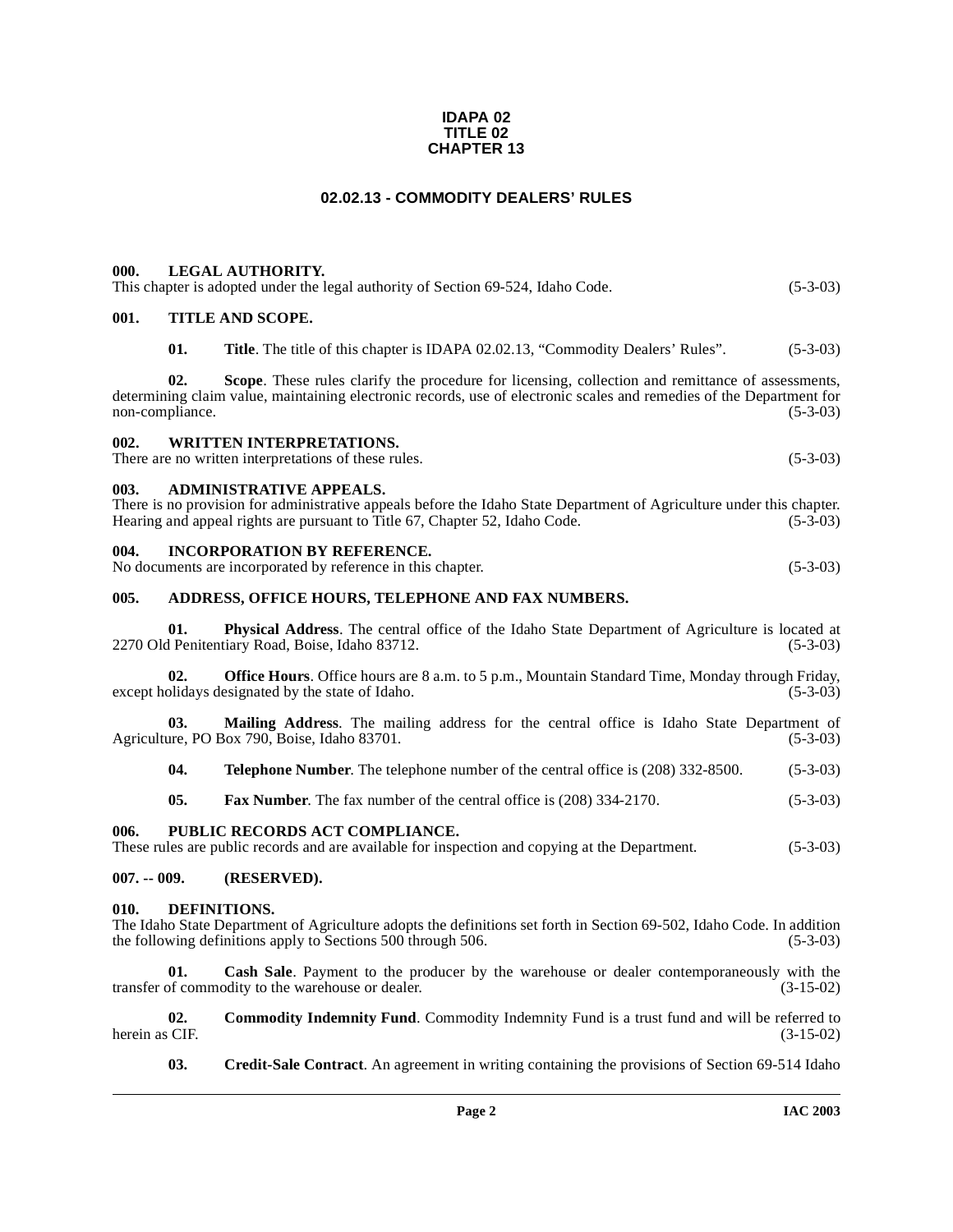**IDAPA 02**
**TITLE 02**
**CHAPTER 13**

# 02.02.13 - COMMODITY DEALERS' RULES

## 000. LEGAL AUTHORITY.

This chapter is adopted under the legal authority of Section 69-524, Idaho Code. (5-3-03)

## 001. TITLE AND SCOPE.

**01. Title**. The title of this chapter is IDAPA 02.02.13, "Commodity Dealers' Rules". (5-3-03)

**02. Scope**. These rules clarify the procedure for licensing, collection and remittance of assessments, determining claim value, maintaining electronic records, use of electronic scales and remedies of the Department for non-compliance. (5-3-03)

## 002. WRITTEN INTERPRETATIONS.

There are no written interpretations of these rules. (5-3-03)

## 003. ADMINISTRATIVE APPEALS.

There is no provision for administrative appeals before the Idaho State Department of Agriculture under this chapter. Hearing and appeal rights are pursuant to Title 67, Chapter 52, Idaho Code. (5-3-03)

## 004. INCORPORATION BY REFERENCE.

No documents are incorporated by reference in this chapter. (5-3-03)

## 005. ADDRESS, OFFICE HOURS, TELEPHONE AND FAX NUMBERS.

**01. Physical Address**. The central office of the Idaho State Department of Agriculture is located at 2270 Old Penitentiary Road, Boise, Idaho 83712. (5-3-03)

**02. Office Hours**. Office hours are 8 a.m. to 5 p.m., Mountain Standard Time, Monday through Friday, except holidays designated by the state of Idaho. (5-3-03)

**03. Mailing Address**. The mailing address for the central office is Idaho State Department of Agriculture, PO Box 790, Boise, Idaho 83701. (5-3-03)

**04. Telephone Number**. The telephone number of the central office is (208) 332-8500. (5-3-03)

**05. Fax Number**. The fax number of the central office is (208) 334-2170. (5-3-03)

## 006. PUBLIC RECORDS ACT COMPLIANCE.

These rules are public records and are available for inspection and copying at the Department. (5-3-03)

## 007. -- 009. (RESERVED).

## 010. DEFINITIONS.

The Idaho State Department of Agriculture adopts the definitions set forth in Section 69-502, Idaho Code. In addition the following definitions apply to Sections 500 through 506. (5-3-03)

**01. Cash Sale**. Payment to the producer by the warehouse or dealer contemporaneously with the transfer of commodity to the warehouse or dealer. (3-15-02)

**02. Commodity Indemnity Fund**. Commodity Indemnity Fund is a trust fund and will be referred to herein as CIF. (3-15-02)

**03. Credit-Sale Contract**. An agreement in writing containing the provisions of Section 69-514 Idaho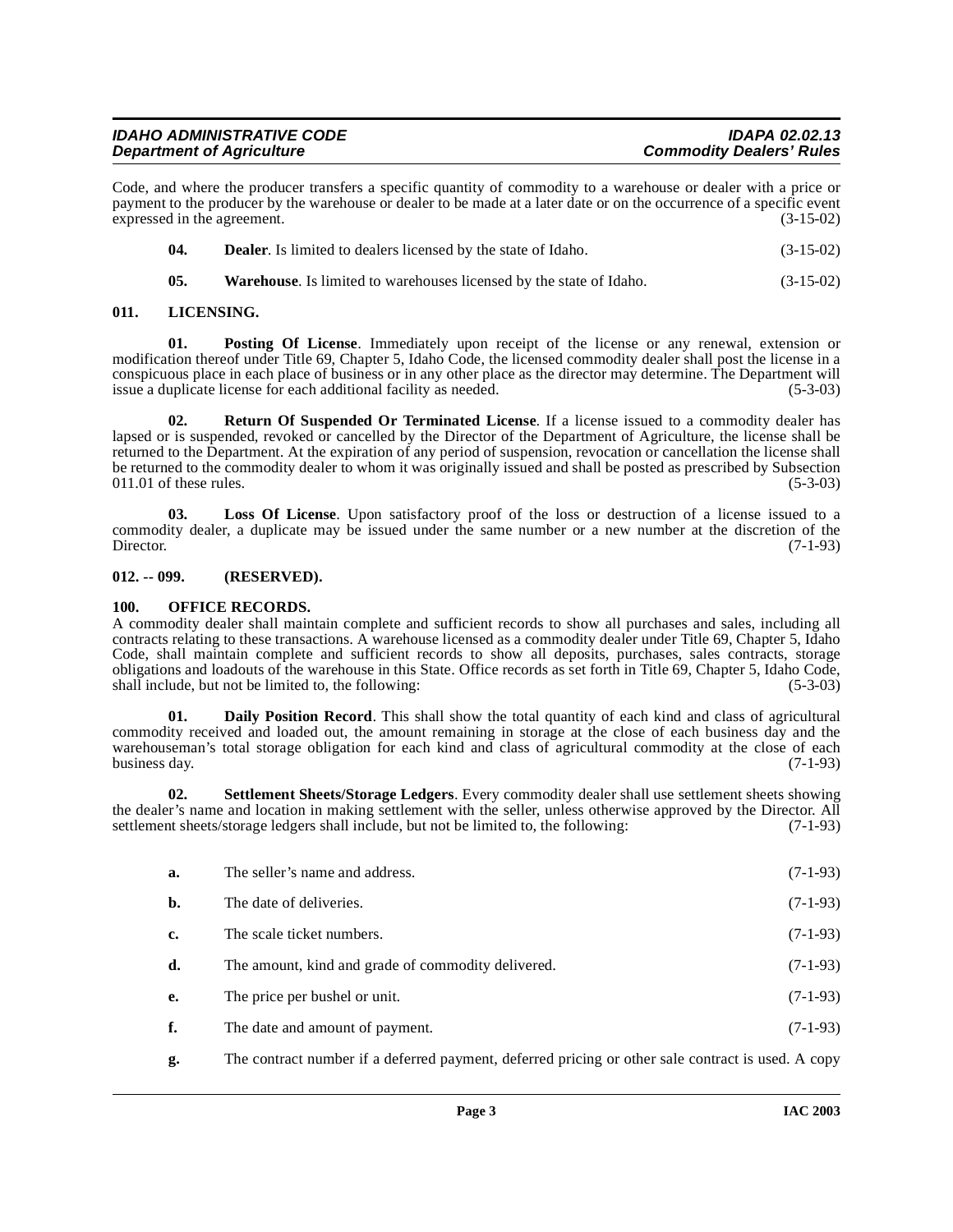Code, and where the producer transfers a specific quantity of commodity to a warehouse or dealer with a price or payment to the producer by the warehouse or dealer to be made at a later date or on the occurrence of a specific event expressed in the agreement. (3-15-02)

**04. Dealer**. Is limited to dealers licensed by the state of Idaho. (3-15-02)

**05. Warehouse**. Is limited to warehouses licensed by the state of Idaho. (3-15-02)

## 011. LICENSING.

**01. Posting Of License**. Immediately upon receipt of the license or any renewal, extension or modification thereof under Title 69, Chapter 5, Idaho Code, the licensed commodity dealer shall post the license in a conspicuous place in each place of business or in any other place as the director may determine. The Department will issue a duplicate license for each additional facility as needed. (5-3-03)

**02. Return Of Suspended Or Terminated License**. If a license issued to a commodity dealer has lapsed or is suspended, revoked or cancelled by the Director of the Department of Agriculture, the license shall be returned to the Department. At the expiration of any period of suspension, revocation or cancellation the license shall be returned to the commodity dealer to whom it was originally issued and shall be posted as prescribed by Subsection 011.01 of these rules. (5-3-03)

**03. Loss Of License**. Upon satisfactory proof of the loss or destruction of a license issued to a commodity dealer, a duplicate may be issued under the same number or a new number at the discretion of the Director. (7-1-93)

## 012. -- 099. (RESERVED).

## 100. OFFICE RECORDS.

A commodity dealer shall maintain complete and sufficient records to show all purchases and sales, including all contracts relating to these transactions. A warehouse licensed as a commodity dealer under Title 69, Chapter 5, Idaho Code, shall maintain complete and sufficient records to show all deposits, purchases, sales contracts, storage obligations and loadouts of the warehouse in this State. Office records as set forth in Title 69, Chapter 5, Idaho Code, shall include, but not be limited to, the following: (5-3-03)

**01. Daily Position Record**. This shall show the total quantity of each kind and class of agricultural commodity received and loaded out, the amount remaining in storage at the close of each business day and the warehouseman's total storage obligation for each kind and class of agricultural commodity at the close of each business day. (7-1-93)

**02. Settlement Sheets/Storage Ledgers**. Every commodity dealer shall use settlement sheets showing the dealer's name and location in making settlement with the seller, unless otherwise approved by the Director. All settlement sheets/storage ledgers shall include, but not be limited to, the following: (7-1-93)

**a.** The seller's name and address. (7-1-93)

**b.** The date of deliveries. (7-1-93)

**c.** The scale ticket numbers. (7-1-93)

**d.** The amount, kind and grade of commodity delivered. (7-1-93)

**e.** The price per bushel or unit. (7-1-93)

**f.** The date and amount of payment. (7-1-93)

**g.** The contract number if a deferred payment, deferred pricing or other sale contract is used. A copy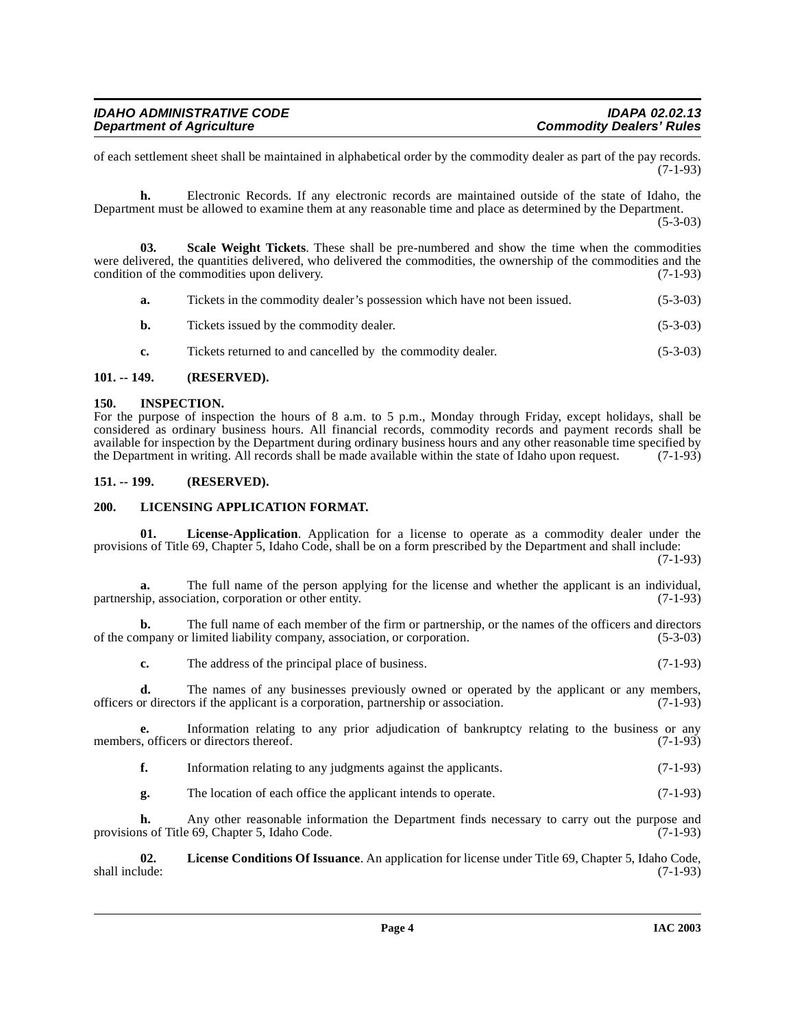of each settlement sheet shall be maintained in alphabetical order by the commodity dealer as part of the pay records. (7-1-93)

**h.** Electronic Records. If any electronic records are maintained outside of the state of Idaho, the Department must be allowed to examine them at any reasonable time and place as determined by the Department. (5-3-03)

**03. Scale Weight Tickets**. These shall be pre-numbered and show the time when the commodities were delivered, the quantities delivered, who delivered the commodities, the ownership of the commodities and the condition of the commodities upon delivery. (7-1-93)

**a.** Tickets in the commodity dealer's possession which have not been issued. (5-3-03)

**b.** Tickets issued by the commodity dealer. (5-3-03)

**c.** Tickets returned to and cancelled by the commodity dealer. (5-3-03)

## 101. -- 149. (RESERVED).

## 150. INSPECTION.

For the purpose of inspection the hours of 8 a.m. to 5 p.m., Monday through Friday, except holidays, shall be considered as ordinary business hours. All financial records, commodity records and payment records shall be available for inspection by the Department during ordinary business hours and any other reasonable time specified by the Department in writing. All records shall be made available within the state of Idaho upon request. (7-1-93)

## 151. -- 199. (RESERVED).

## 200. LICENSING APPLICATION FORMAT.

**01. License-Application**. Application for a license to operate as a commodity dealer under the provisions of Title 69, Chapter 5, Idaho Code, shall be on a form prescribed by the Department and shall include: (7-1-93)

**a.** The full name of the person applying for the license and whether the applicant is an individual, partnership, association, corporation or other entity. (7-1-93)

**b.** The full name of each member of the firm or partnership, or the names of the officers and directors of the company or limited liability company, association, or corporation. (5-3-03)

**c.** The address of the principal place of business. (7-1-93)

**d.** The names of any businesses previously owned or operated by the applicant or any members, officers or directors if the applicant is a corporation, partnership or association. (7-1-93)

**e.** Information relating to any prior adjudication of bankruptcy relating to the business or any members, officers or directors thereof. (7-1-93)

**f.** Information relating to any judgments against the applicants. (7-1-93)

**g.** The location of each office the applicant intends to operate. (7-1-93)

**h.** Any other reasonable information the Department finds necessary to carry out the purpose and provisions of Title 69, Chapter 5, Idaho Code. (7-1-93)

**02. License Conditions Of Issuance**. An application for license under Title 69, Chapter 5, Idaho Code, shall include: (7-1-93)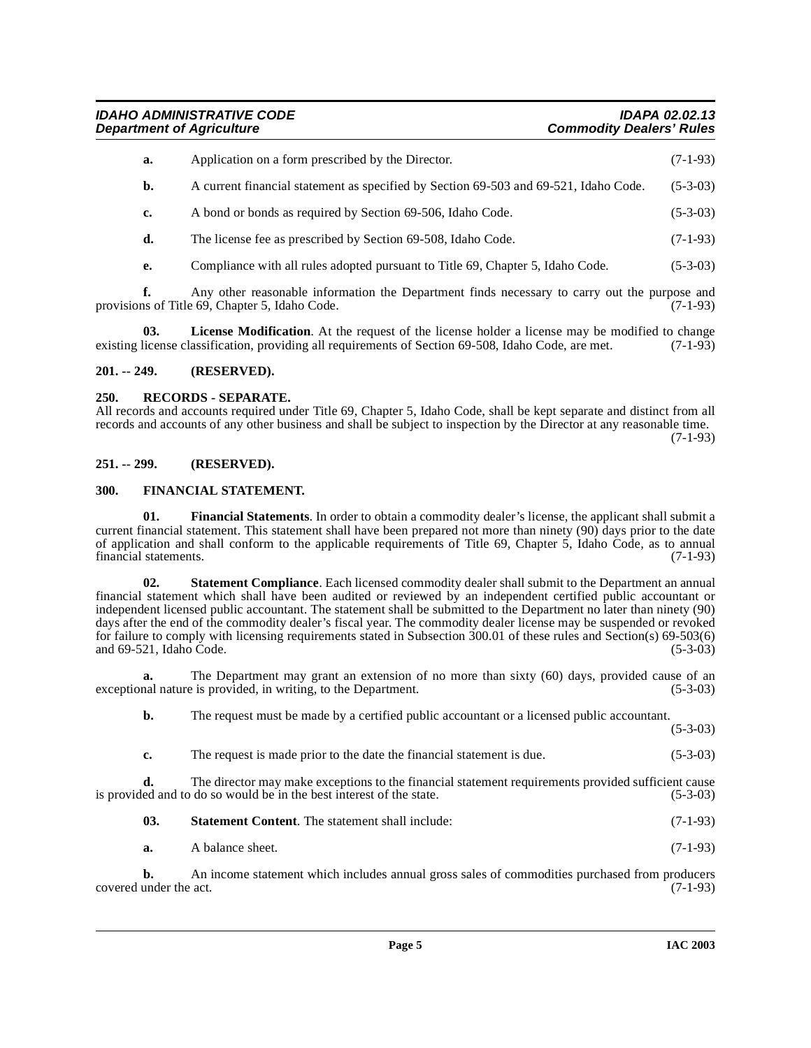**a.** Application on a form prescribed by the Director. (7-1-93)

**b.** A current financial statement as specified by Section 69-503 and 69-521, Idaho Code. (5-3-03)

**c.** A bond or bonds as required by Section 69-506, Idaho Code. (5-3-03)

**d.** The license fee as prescribed by Section 69-508, Idaho Code. (7-1-93)

**e.** Compliance with all rules adopted pursuant to Title 69, Chapter 5, Idaho Code. (5-3-03)

**f.** Any other reasonable information the Department finds necessary to carry out the purpose and provisions of Title 69, Chapter 5, Idaho Code. (7-1-93)

**03. License Modification**. At the request of the license holder a license may be modified to change existing license classification, providing all requirements of Section 69-508, Idaho Code, are met. (7-1-93)

## 201. -- 249. (RESERVED).

## 250. RECORDS - SEPARATE.

All records and accounts required under Title 69, Chapter 5, Idaho Code, shall be kept separate and distinct from all records and accounts of any other business and shall be subject to inspection by the Director at any reasonable time. (7-1-93)

## 251. -- 299. (RESERVED).

## 300. FINANCIAL STATEMENT.

**01. Financial Statements**. In order to obtain a commodity dealer's license, the applicant shall submit a current financial statement. This statement shall have been prepared not more than ninety (90) days prior to the date of application and shall conform to the applicable requirements of Title 69, Chapter 5, Idaho Code, as to annual financial statements. (7-1-93)

**02. Statement Compliance**. Each licensed commodity dealer shall submit to the Department an annual financial statement which shall have been audited or reviewed by an independent certified public accountant or independent licensed public accountant. The statement shall be submitted to the Department no later than ninety (90) days after the end of the commodity dealer's fiscal year. The commodity dealer license may be suspended or revoked for failure to comply with licensing requirements stated in Subsection 300.01 of these rules and Section(s) 69-503(6) and 69-521, Idaho Code. (5-3-03)

**a.** The Department may grant an extension of no more than sixty (60) days, provided cause of an exceptional nature is provided, in writing, to the Department. (5-3-03)

**b.** The request must be made by a certified public accountant or a licensed public accountant. (5-3-03)

**c.** The request is made prior to the date the financial statement is due. (5-3-03)

**d.** The director may make exceptions to the financial statement requirements provided sufficient cause is provided and to do so would be in the best interest of the state. (5-3-03)

**03. Statement Content**. The statement shall include: (7-1-93)

**a.** A balance sheet. (7-1-93)

**b.** An income statement which includes annual gross sales of commodities purchased from producers covered under the act. (7-1-93)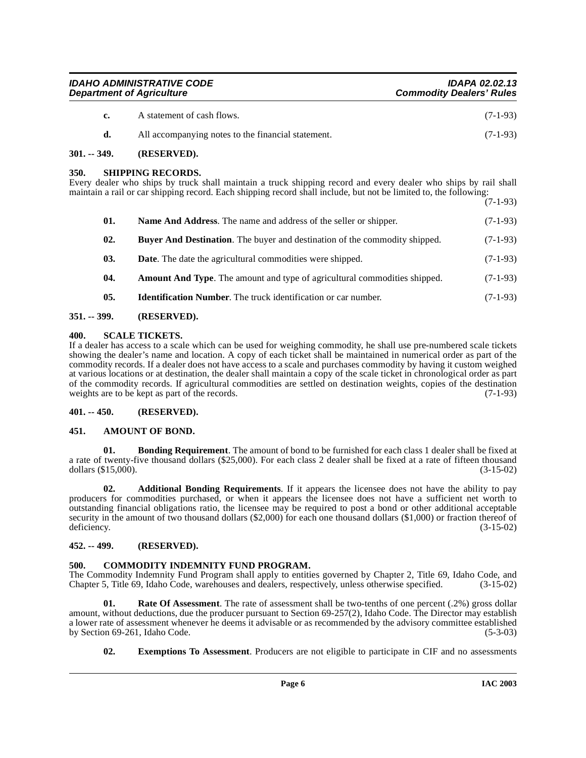**c.** A statement of cash flows. (7-1-93)

**d.** All accompanying notes to the financial statement. (7-1-93)

### 301. -- 349. (RESERVED).

### 350. SHIPPING RECORDS.

Every dealer who ships by truck shall maintain a truck shipping record and every dealer who ships by rail shall maintain a rail or car shipping record. Each shipping record shall include, but not be limited to, the following: (7-1-93)

**01. Name And Address**. The name and address of the seller or shipper. (7-1-93)

**02. Buyer And Destination**. The buyer and destination of the commodity shipped. (7-1-93)

**03. Date**. The date the agricultural commodities were shipped. (7-1-93)

**04. Amount And Type**. The amount and type of agricultural commodities shipped. (7-1-93)

**05. Identification Number**. The truck identification or car number. (7-1-93)

### 351. -- 399. (RESERVED).

### 400. SCALE TICKETS.

If a dealer has access to a scale which can be used for weighing commodity, he shall use pre-numbered scale tickets showing the dealer's name and location. A copy of each ticket shall be maintained in numerical order as part of the commodity records. If a dealer does not have access to a scale and purchases commodity by having it custom weighed at various locations or at destination, the dealer shall maintain a copy of the scale ticket in chronological order as part of the commodity records. If agricultural commodities are settled on destination weights, copies of the destination weights are to be kept as part of the records. (7-1-93)

### 401. -- 450. (RESERVED).

### 451. AMOUNT OF BOND.

**01. Bonding Requirement**. The amount of bond to be furnished for each class 1 dealer shall be fixed at a rate of twenty-five thousand dollars ($25,000). For each class 2 dealer shall be fixed at a rate of fifteen thousand dollars ($15,000). (3-15-02)

**02. Additional Bonding Requirements**. If it appears the licensee does not have the ability to pay producers for commodities purchased, or when it appears the licensee does not have a sufficient net worth to outstanding financial obligations ratio, the licensee may be required to post a bond or other additional acceptable security in the amount of two thousand dollars ($2,000) for each one thousand dollars ($1,000) or fraction thereof of deficiency. (3-15-02)

### 452. -- 499. (RESERVED).

### 500. COMMODITY INDEMNITY FUND PROGRAM.

The Commodity Indemnity Fund Program shall apply to entities governed by Chapter 2, Title 69, Idaho Code, and Chapter 5, Title 69, Idaho Code, warehouses and dealers, respectively, unless otherwise specified. (3-15-02)

**01. Rate Of Assessment**. The rate of assessment shall be two-tenths of one percent (.2%) gross dollar amount, without deductions, due the producer pursuant to Section 69-257(2), Idaho Code. The Director may establish a lower rate of assessment whenever he deems it advisable or as recommended by the advisory committee established by Section 69-261, Idaho Code. (5-3-03)

**02. Exemptions To Assessment**. Producers are not eligible to participate in CIF and no assessments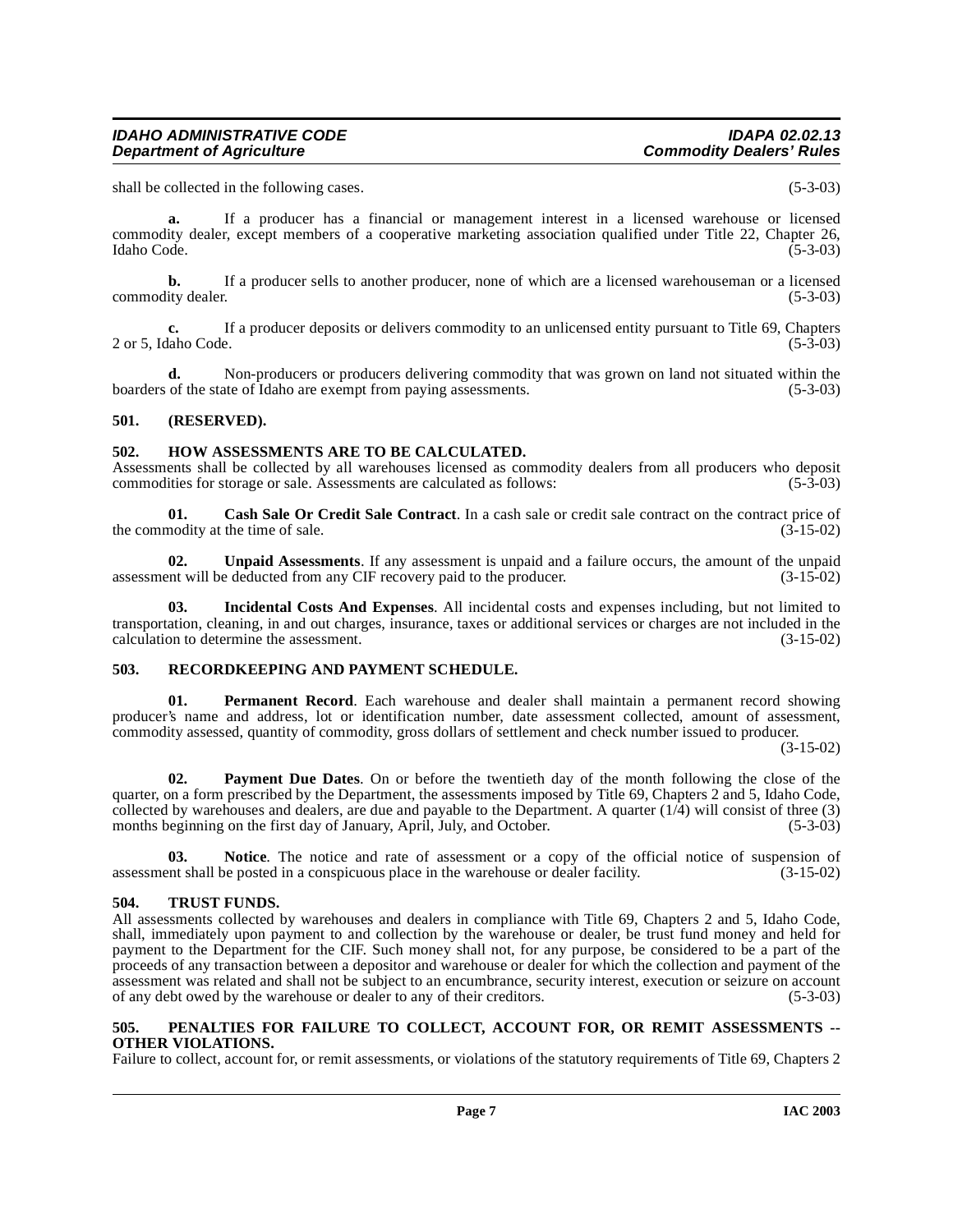shall be collected in the following cases. (5-3-03)

**a.** If a producer has a financial or management interest in a licensed warehouse or licensed commodity dealer, except members of a cooperative marketing association qualified under Title 22, Chapter 26, Idaho Code. (5-3-03)

**b.** If a producer sells to another producer, none of which are a licensed warehouseman or a licensed commodity dealer. (5-3-03)

**c.** If a producer deposits or delivers commodity to an unlicensed entity pursuant to Title 69, Chapters 2 or 5, Idaho Code. (5-3-03)

**d.** Non-producers or producers delivering commodity that was grown on land not situated within the boarders of the state of Idaho are exempt from paying assessments. (5-3-03)

## 501. (RESERVED).

## 502. HOW ASSESSMENTS ARE TO BE CALCULATED.

Assessments shall be collected by all warehouses licensed as commodity dealers from all producers who deposit commodities for storage or sale. Assessments are calculated as follows: (5-3-03)

**01. Cash Sale Or Credit Sale Contract**. In a cash sale or credit sale contract on the contract price of the commodity at the time of sale. (3-15-02)

**02. Unpaid Assessments**. If any assessment is unpaid and a failure occurs, the amount of the unpaid assessment will be deducted from any CIF recovery paid to the producer. (3-15-02)

**03. Incidental Costs And Expenses**. All incidental costs and expenses including, but not limited to transportation, cleaning, in and out charges, insurance, taxes or additional services or charges are not included in the calculation to determine the assessment. (3-15-02)

## 503. RECORDKEEPING AND PAYMENT SCHEDULE.

**01. Permanent Record**. Each warehouse and dealer shall maintain a permanent record showing producer's name and address, lot or identification number, date assessment collected, amount of assessment, commodity assessed, quantity of commodity, gross dollars of settlement and check number issued to producer. (3-15-02)

**02. Payment Due Dates**. On or before the twentieth day of the month following the close of the quarter, on a form prescribed by the Department, the assessments imposed by Title 69, Chapters 2 and 5, Idaho Code, collected by warehouses and dealers, are due and payable to the Department. A quarter (1/4) will consist of three (3) months beginning on the first day of January, April, July, and October. (5-3-03)

**03. Notice**. The notice and rate of assessment or a copy of the official notice of suspension of assessment shall be posted in a conspicuous place in the warehouse or dealer facility. (3-15-02)

## 504. TRUST FUNDS.

All assessments collected by warehouses and dealers in compliance with Title 69, Chapters 2 and 5, Idaho Code, shall, immediately upon payment to and collection by the warehouse or dealer, be trust fund money and held for payment to the Department for the CIF. Such money shall not, for any purpose, be considered to be a part of the proceeds of any transaction between a depositor and warehouse or dealer for which the collection and payment of the assessment was related and shall not be subject to an encumbrance, security interest, execution or seizure on account of any debt owed by the warehouse or dealer to any of their creditors. (5-3-03)

## 505. PENALTIES FOR FAILURE TO COLLECT, ACCOUNT FOR, OR REMIT ASSESSMENTS -- OTHER VIOLATIONS.

Failure to collect, account for, or remit assessments, or violations of the statutory requirements of Title 69, Chapters 2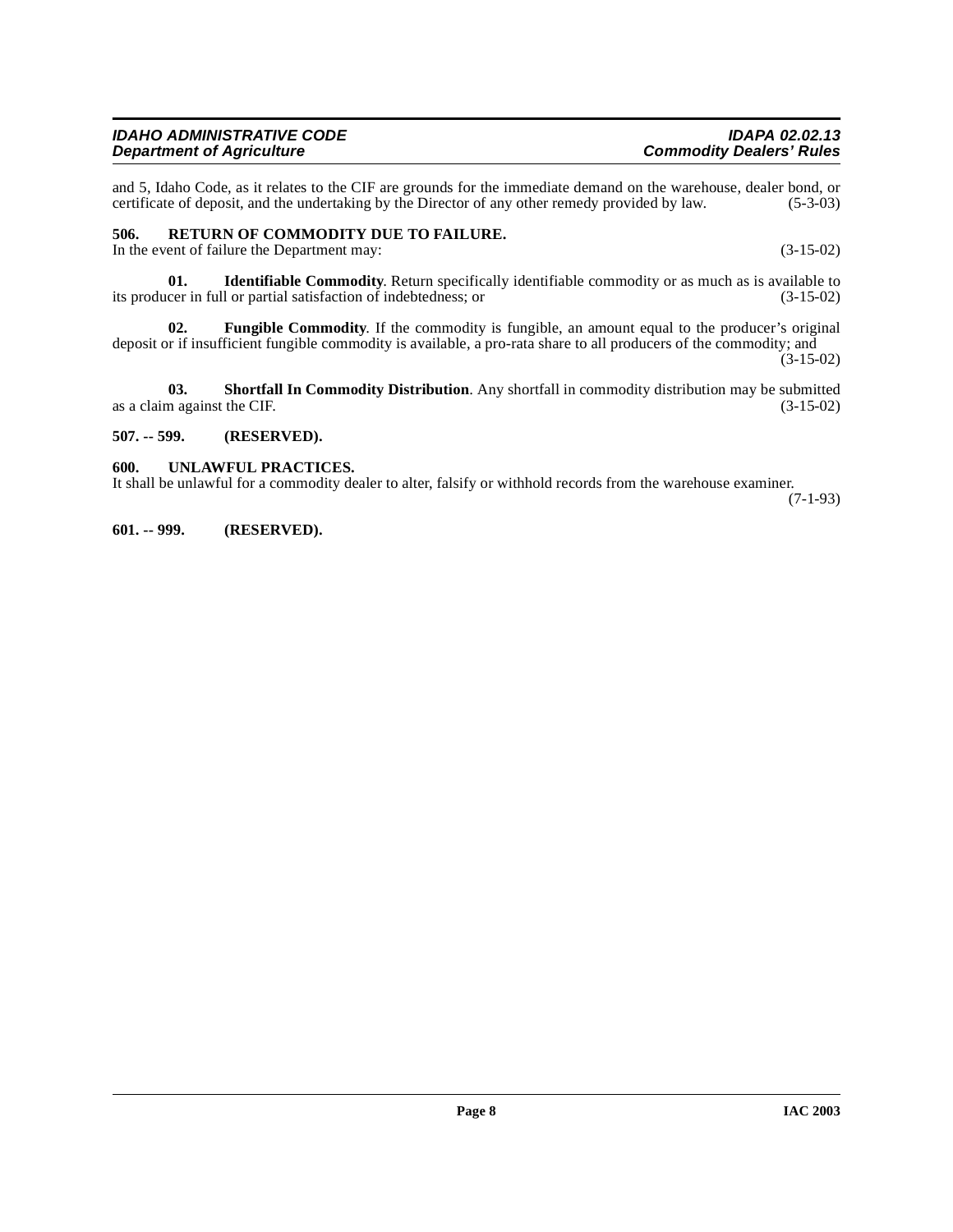and 5, Idaho Code, as it relates to the CIF are grounds for the immediate demand on the warehouse, dealer bond, or certificate of deposit, and the undertaking by the Director of any other remedy provided by law. (5-3-03)

**506. RETURN OF COMMODITY DUE TO FAILURE.**

In the event of failure the Department may: (3-15-02)

**01. Identifiable Commodity**. Return specifically identifiable commodity or as much as is available to its producer in full or partial satisfaction of indebtedness; or (3-15-02)

**02. Fungible Commodity**. If the commodity is fungible, an amount equal to the producer's original deposit or if insufficient fungible commodity is available, a pro-rata share to all producers of the commodity; and (3-15-02)

**03. Shortfall In Commodity Distribution**. Any shortfall in commodity distribution may be submitted as a claim against the CIF. (3-15-02)

**507. -- 599. (RESERVED).**

**600. UNLAWFUL PRACTICES.**

It shall be unlawful for a commodity dealer to alter, falsify or withhold records from the warehouse examiner. (7-1-93)

**601. -- 999. (RESERVED).**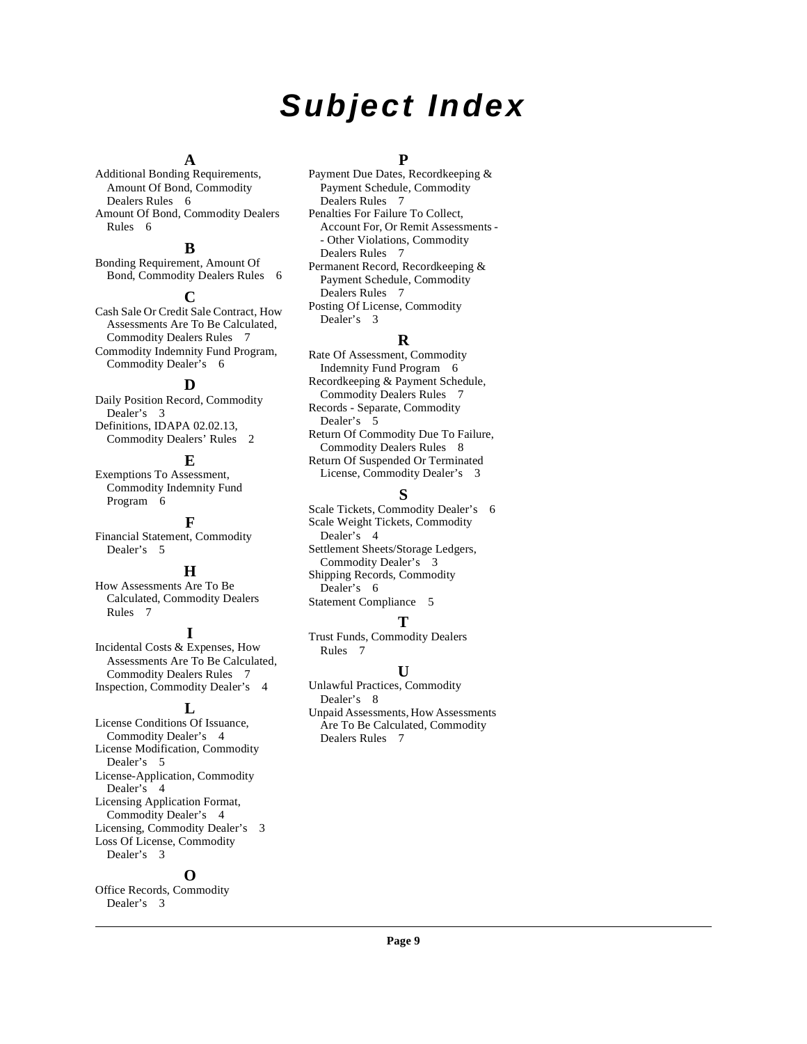# Subject Index

## A

Additional Bonding Requirements, Amount Of Bond, Commodity Dealers Rules 6
Amount Of Bond, Commodity Dealers Rules 6

## B

Bonding Requirement, Amount Of Bond, Commodity Dealers Rules 6

## C

Cash Sale Or Credit Sale Contract, How Assessments Are To Be Calculated, Commodity Dealers Rules 7
Commodity Indemnity Fund Program, Commodity Dealer's 6

## D

Daily Position Record, Commodity Dealer's 3
Definitions, IDAPA 02.02.13, Commodity Dealers' Rules 2

## E

Exemptions To Assessment, Commodity Indemnity Fund Program 6

## F

Financial Statement, Commodity Dealer's 5

## H

How Assessments Are To Be Calculated, Commodity Dealers Rules 7

## I

Incidental Costs & Expenses, How Assessments Are To Be Calculated, Commodity Dealers Rules 7
Inspection, Commodity Dealer's 4

## L

License Conditions Of Issuance, Commodity Dealer's 4
License Modification, Commodity Dealer's 5
License-Application, Commodity Dealer's 4
Licensing Application Format, Commodity Dealer's 4
Licensing, Commodity Dealer's 3
Loss Of License, Commodity Dealer's 3

## O

Office Records, Commodity Dealer's 3

## P

Payment Due Dates, Recordkeeping & Payment Schedule, Commodity Dealers Rules 7
Penalties For Failure To Collect, Account For, Or Remit Assessments -- Other Violations, Commodity Dealers Rules 7
Permanent Record, Recordkeeping & Payment Schedule, Commodity Dealers Rules 7
Posting Of License, Commodity Dealer's 3

## R

Rate Of Assessment, Commodity Indemnity Fund Program 6
Recordkeeping & Payment Schedule, Commodity Dealers Rules 7
Records - Separate, Commodity Dealer's 5
Return Of Commodity Due To Failure, Commodity Dealers Rules 8
Return Of Suspended Or Terminated License, Commodity Dealer's 3

## S

Scale Tickets, Commodity Dealer's 6
Scale Weight Tickets, Commodity Dealer's 4
Settlement Sheets/Storage Ledgers, Commodity Dealer's 3
Shipping Records, Commodity Dealer's 6
Statement Compliance 5

## T

Trust Funds, Commodity Dealers Rules 7

## U

Unlawful Practices, Commodity Dealer's 8
Unpaid Assessments, How Assessments Are To Be Calculated, Commodity Dealers Rules 7